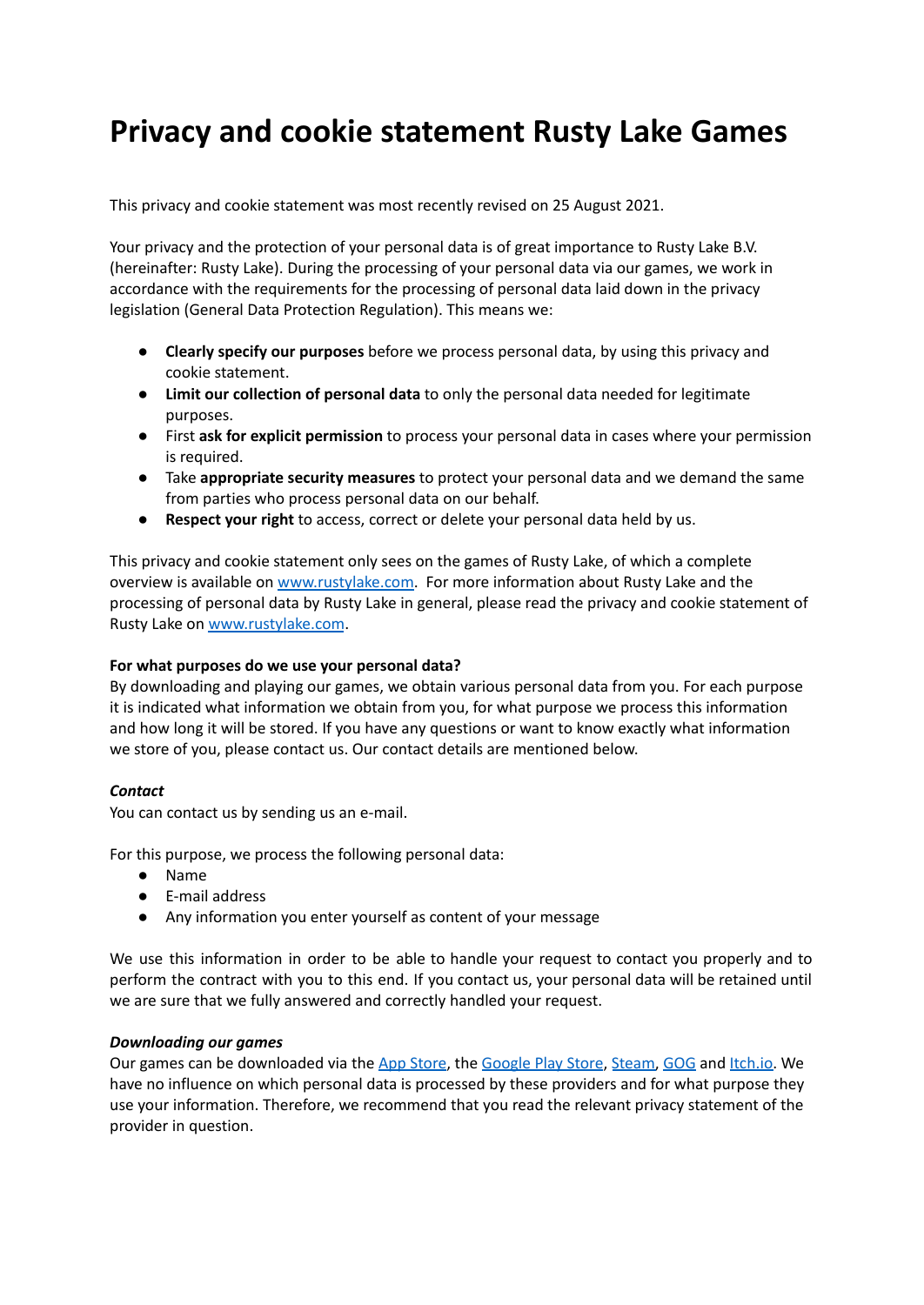# Privacy and cookie statement Rusty Lake Games

This privacy and cookie statement was most recently revised on 25 August 2021.

Your privacy and the protection of your personal data is of great importance to Rusty Lake B.V. (hereinafter: Rusty Lake). During the processing of your personal data via our games, we work in accordance with the requirements for the processing of personal data laid down in the privacy legislation (General Data Protection Regulation). This means we:

- **Clearly specify our purposes** before we process personal data, by using this privacy and cookie statement.
- **Limit our collection of personal data** to only the personal data needed for legitimate purposes.
- First **ask for explicit permission** to process your personal data in cases where your permission is required.
- Take **appropriate security measures** to protect your personal data and we demand the same from parties who process personal data on our behalf.
- **Respect your right** to access, correct or delete your personal data held by us.

This privacy and cookie statement only sees on the games of Rusty Lake, of which a complete overview is available on [www.rustylake.com](www.rustylake.com). For more information about Rusty Lake and the processing of personal data by Rusty Lake in general, please read the privacy and cookie statement of Rusty Lake on [www.rustylake.com](www.rustylake.com).

**For what purposes do we use your personal data?**

By downloading and playing our games, we obtain various personal data from you. For each purpose it is indicated what information we obtain from you, for what purpose we process this information and how long it will be stored. If you have any questions or want to know exactly what information we store of you, please contact us. Our contact details are mentioned below.

***Contact***

You can contact us by sending us an e-mail.

For this purpose, we process the following personal data:

- Name
- E-mail address
- Any information you enter yourself as content of your message

We use this information in order to be able to handle your request to contact you properly and to perform the contract with you to this end. If you contact us, your personal data will be retained until we are sure that we fully answered and correctly handled your request.

***Downloading our games***

Our games can be downloaded via the App Store, the Google Play Store, Steam, GOG and Itch.io. We have no influence on which personal data is processed by these providers and for what purpose they use your information. Therefore, we recommend that you read the relevant privacy statement of the provider in question.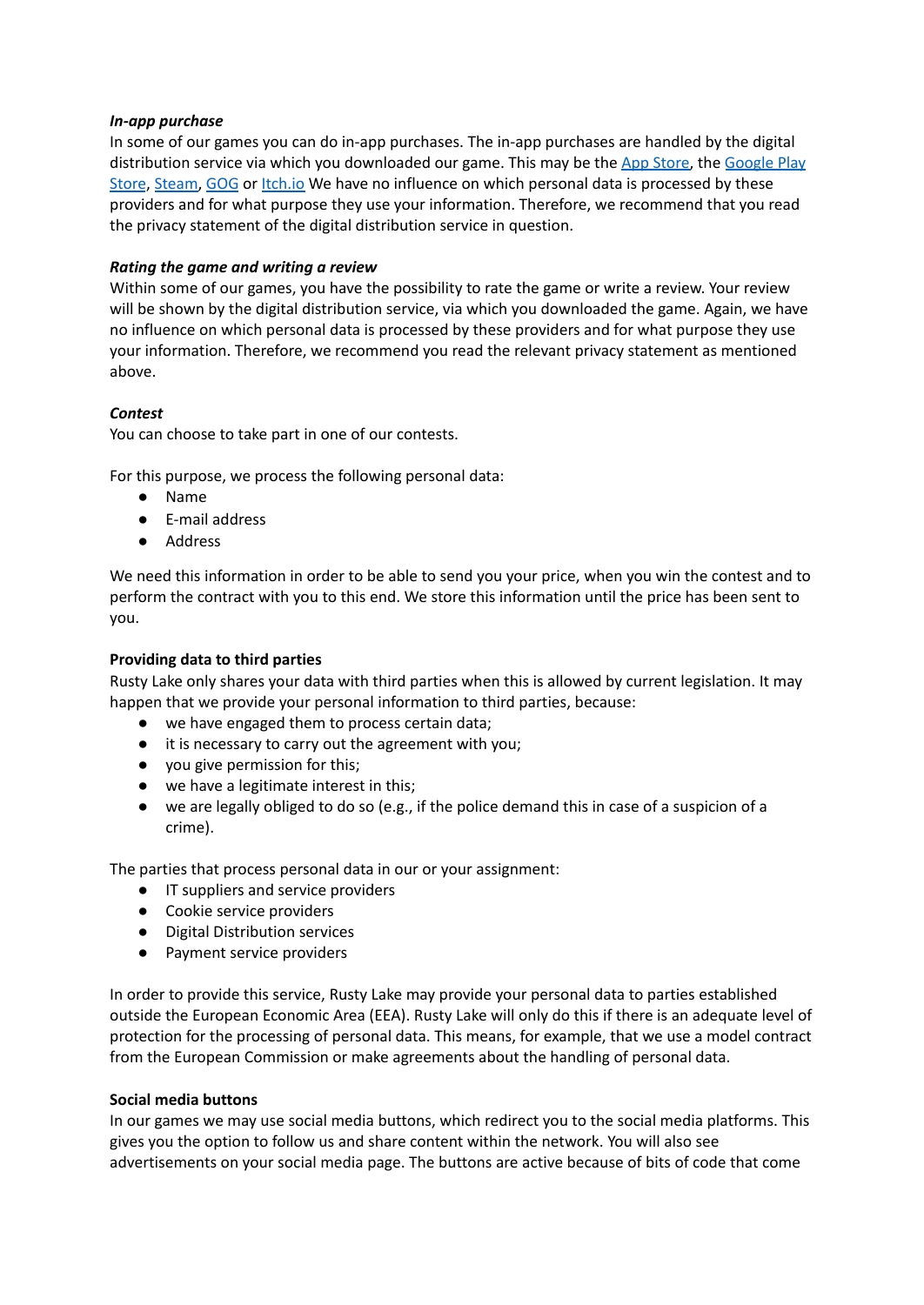***In-app purchase***

In some of our games you can do in-app purchases. The in-app purchases are handled by the digital distribution service via which you downloaded our game. This may be the App Store, the Google Play Store, Steam, GOG or Itch.io We have no influence on which personal data is processed by these providers and for what purpose they use your information. Therefore, we recommend that you read the privacy statement of the digital distribution service in question.

***Rating the game and writing a review***

Within some of our games, you have the possibility to rate the game or write a review. Your review will be shown by the digital distribution service, via which you downloaded the game. Again, we have no influence on which personal data is processed by these providers and for what purpose they use your information. Therefore, we recommend you read the relevant privacy statement as mentioned above.

***Contest***

You can choose to take part in one of our contests.

For this purpose, we process the following personal data:

- Name
- E-mail address
- Address

We need this information in order to be able to send you your price, when you win the contest and to perform the contract with you to this end. We store this information until the price has been sent to you.

**Providing data to third parties**

Rusty Lake only shares your data with third parties when this is allowed by current legislation. It may happen that we provide your personal information to third parties, because:

- we have engaged them to process certain data;
- it is necessary to carry out the agreement with you;
- you give permission for this;
- we have a legitimate interest in this;
- we are legally obliged to do so (e.g., if the police demand this in case of a suspicion of a crime).

The parties that process personal data in our or your assignment:

- IT suppliers and service providers
- Cookie service providers
- Digital Distribution services
- Payment service providers

In order to provide this service, Rusty Lake may provide your personal data to parties established outside the European Economic Area (EEA). Rusty Lake will only do this if there is an adequate level of protection for the processing of personal data. This means, for example, that we use a model contract from the European Commission or make agreements about the handling of personal data.

**Social media buttons**

In our games we may use social media buttons, which redirect you to the social media platforms. This gives you the option to follow us and share content within the network. You will also see advertisements on your social media page. The buttons are active because of bits of code that come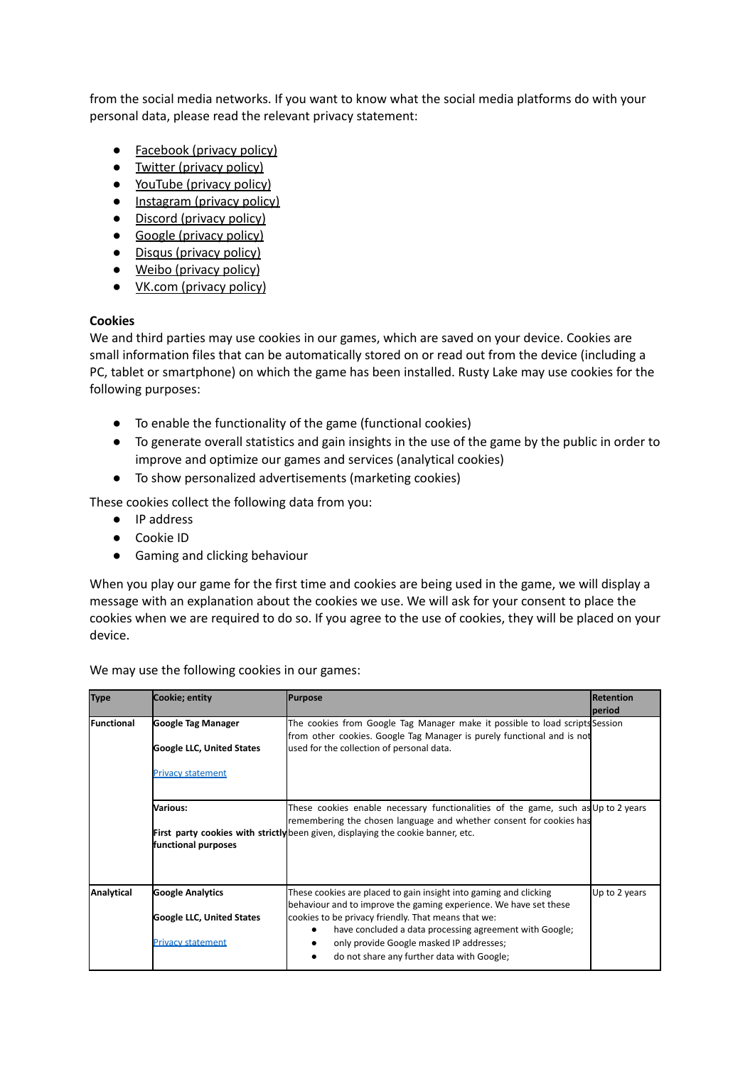from the social media networks. If you want to know what the social media platforms do with your personal data, please read the relevant privacy statement:

- Facebook (privacy policy)
- Twitter (privacy policy)
- YouTube (privacy policy)
- Instagram (privacy policy)
- Discord (privacy policy)
- Google (privacy policy)
- Disqus (privacy policy)
- Weibo (privacy policy)
- VK.com (privacy policy)

**Cookies**

We and third parties may use cookies in our games, which are saved on your device. Cookies are small information files that can be automatically stored on or read out from the device (including a PC, tablet or smartphone) on which the game has been installed. Rusty Lake may use cookies for the following purposes:

- To enable the functionality of the game (functional cookies)
- To generate overall statistics and gain insights in the use of the game by the public in order to improve and optimize our games and services (analytical cookies)
- To show personalized advertisements (marketing cookies)

These cookies collect the following data from you:

- IP address
- Cookie ID
- Gaming and clicking behaviour

When you play our game for the first time and cookies are being used in the game, we will display a message with an explanation about the cookies we use. We will ask for your consent to place the cookies when we are required to do so. If you agree to the use of cookies, they will be placed on your device.

We may use the following cookies in our games:

| Type | Cookie; entity | Purpose | Retention period |
|---|---|---|---|
| **Functional** | **Google Tag Manager**<br><br>**Google LLC, United States**<br><br>Privacy statement | The cookies from Google Tag Manager make it possible to load scripts from other cookies. Google Tag Manager is purely functional and is not used for the collection of personal data. | Session |
| | **Various:**<br><br>**First party cookies with strictly functional purposes** | These cookies enable necessary functionalities of the game, such as remembering the chosen language and whether consent for cookies has been given, displaying the cookie banner, etc. | Up to 2 years |
| **Analytical** | **Google Analytics**<br><br>**Google LLC, United States**<br><br>Privacy statement | These cookies are placed to gain insight into gaming and clicking behaviour and to improve the gaming experience. We have set these cookies to be privacy friendly. That means that we:<br>• have concluded a data processing agreement with Google;<br>• only provide Google masked IP addresses;<br>• do not share any further data with Google; | Up to 2 years |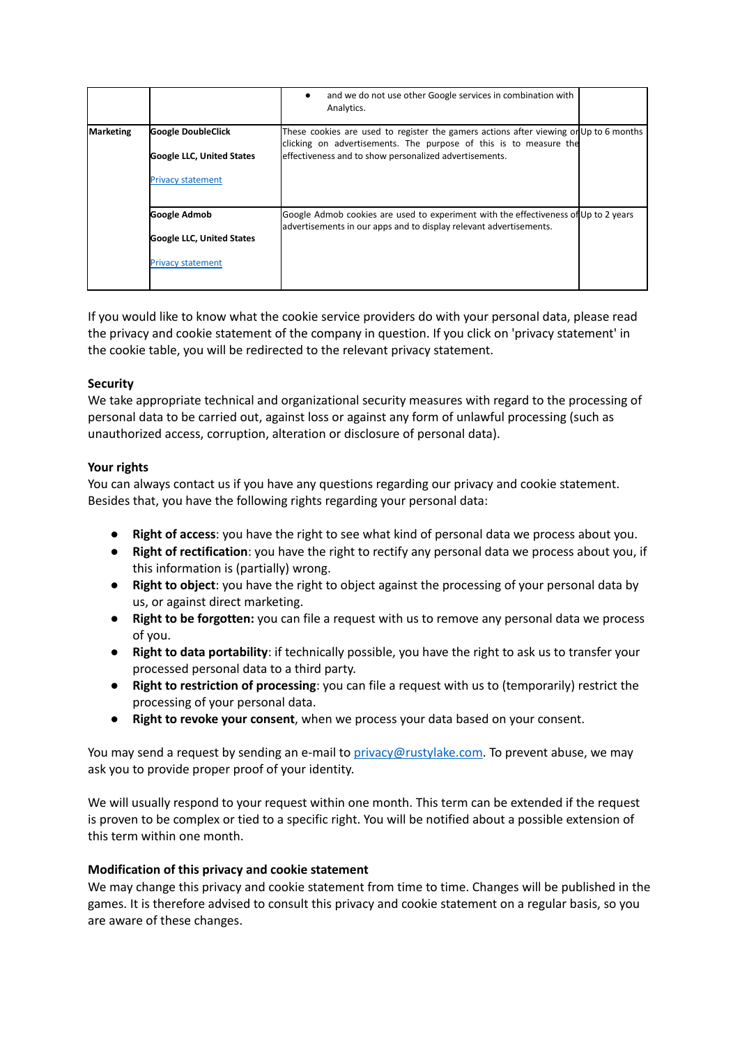| | | | |
|---|---|---|---|
| | | • and we do not use other Google services in combination with Analytics. | |
| **Marketing** | **Google DoubleClick**<br><br>**Google LLC, United States**<br><br>[Privacy statement] | These cookies are used to register the gamers actions after viewing or clicking on advertisements. The purpose of this is to measure the effectiveness and to show personalized advertisements. | Up to 6 months |
| | **Google Admob**<br><br>**Google LLC, United States**<br><br>[Privacy statement] | Google Admob cookies are used to experiment with the effectiveness of advertisements in our apps and to display relevant advertisements. | Up to 2 years |

If you would like to know what the cookie service providers do with your personal data, please read the privacy and cookie statement of the company in question. If you click on 'privacy statement' in the cookie table, you will be redirected to the relevant privacy statement.

**Security**

We take appropriate technical and organizational security measures with regard to the processing of personal data to be carried out, against loss or against any form of unlawful processing (such as unauthorized access, corruption, alteration or disclosure of personal data).

**Your rights**

You can always contact us if you have any questions regarding our privacy and cookie statement. Besides that, you have the following rights regarding your personal data:

- **Right of access**: you have the right to see what kind of personal data we process about you.
- **Right of rectification**: you have the right to rectify any personal data we process about you, if this information is (partially) wrong.
- **Right to object**: you have the right to object against the processing of your personal data by us, or against direct marketing.
- **Right to be forgotten:** you can file a request with us to remove any personal data we process of you.
- **Right to data portability**: if technically possible, you have the right to ask us to transfer your processed personal data to a third party.
- **Right to restriction of processing**: you can file a request with us to (temporarily) restrict the processing of your personal data.
- **Right to revoke your consent**, when we process your data based on your consent.

You may send a request by sending an e-mail to privacy@rustylake.com. To prevent abuse, we may ask you to provide proper proof of your identity.

We will usually respond to your request within one month. This term can be extended if the request is proven to be complex or tied to a specific right. You will be notified about a possible extension of this term within one month.

**Modification of this privacy and cookie statement**

We may change this privacy and cookie statement from time to time. Changes will be published in the games. It is therefore advised to consult this privacy and cookie statement on a regular basis, so you are aware of these changes.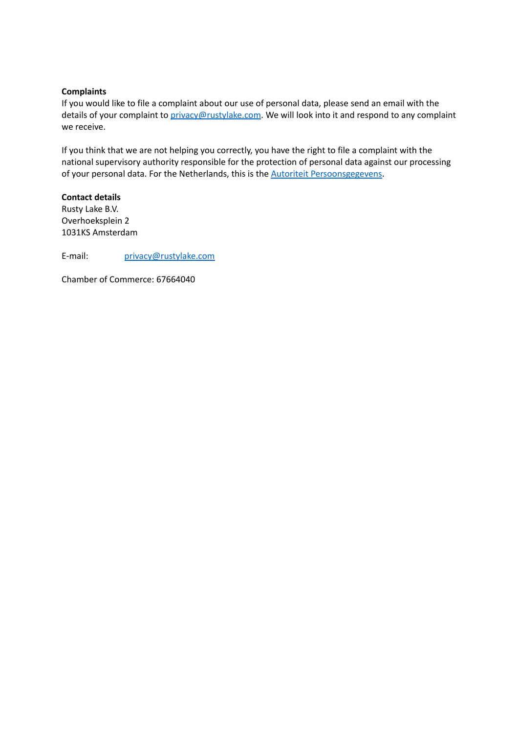**Complaints**

If you would like to file a complaint about our use of personal data, please send an email with the details of your complaint to [privacy@rustylake.com](mailto:privacy@rustylake.com). We will look into it and respond to any complaint we receive.

If you think that we are not helping you correctly, you have the right to file a complaint with the national supervisory authority responsible for the protection of personal data against our processing of your personal data. For the Netherlands, this is the Autoriteit Persoonsgegevens.

**Contact details**

Rusty Lake B.V.
Overhoeksplein 2
1031KS Amsterdam

E-mail: [privacy@rustylake.com](mailto:privacy@rustylake.com)

Chamber of Commerce: 67664040